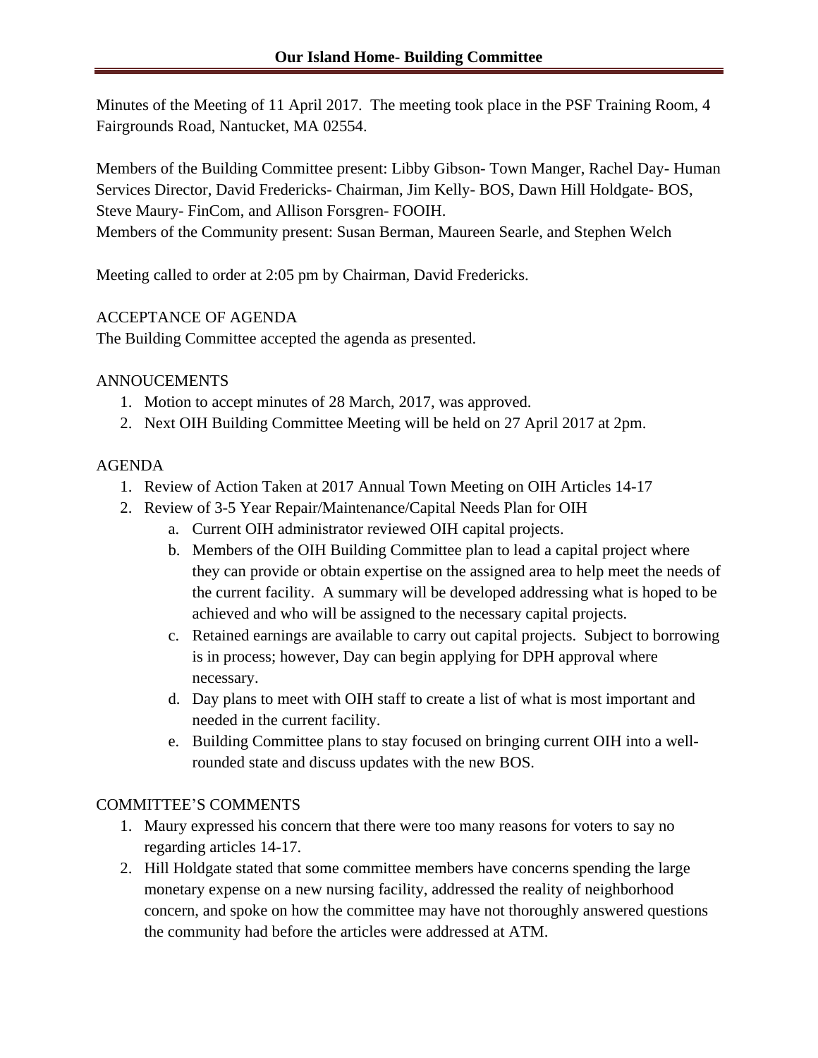# Our Island Home- Building Committee

Minutes of the Meeting of 11 April 2017. The meeting took place in the PSF Training Room, 4 Fairgrounds Road, Nantucket, MA 02554.

Members of the Building Committee present: Libby Gibson- Town Manger, Rachel Day- Human Services Director, David Fredericks- Chairman, Jim Kelly- BOS, Dawn Hill Holdgate- BOS, Steve Maury- FinCom, and Allison Forsgren- FOOIH.
Members of the Community present: Susan Berman, Maureen Searle, and Stephen Welch

Meeting called to order at 2:05 pm by Chairman, David Fredericks.

ACCEPTANCE OF AGENDA
The Building Committee accepted the agenda as presented.

ANNOUCEMENTS
1. Motion to accept minutes of 28 March, 2017, was approved.
2. Next OIH Building Committee Meeting will be held on 27 April 2017 at 2pm.

AGENDA
1. Review of Action Taken at 2017 Annual Town Meeting on OIH Articles 14-17
2. Review of 3-5 Year Repair/Maintenance/Capital Needs Plan for OIH
   a. Current OIH administrator reviewed OIH capital projects.
   b. Members of the OIH Building Committee plan to lead a capital project where they can provide or obtain expertise on the assigned area to help meet the needs of the current facility. A summary will be developed addressing what is hoped to be achieved and who will be assigned to the necessary capital projects.
   c. Retained earnings are available to carry out capital projects. Subject to borrowing is in process; however, Day can begin applying for DPH approval where necessary.
   d. Day plans to meet with OIH staff to create a list of what is most important and needed in the current facility.
   e. Building Committee plans to stay focused on bringing current OIH into a well-rounded state and discuss updates with the new BOS.

COMMITTEE'S COMMENTS
1. Maury expressed his concern that there were too many reasons for voters to say no regarding articles 14-17.
2. Hill Holdgate stated that some committee members have concerns spending the large monetary expense on a new nursing facility, addressed the reality of neighborhood concern, and spoke on how the committee may have not thoroughly answered questions the community had before the articles were addressed at ATM.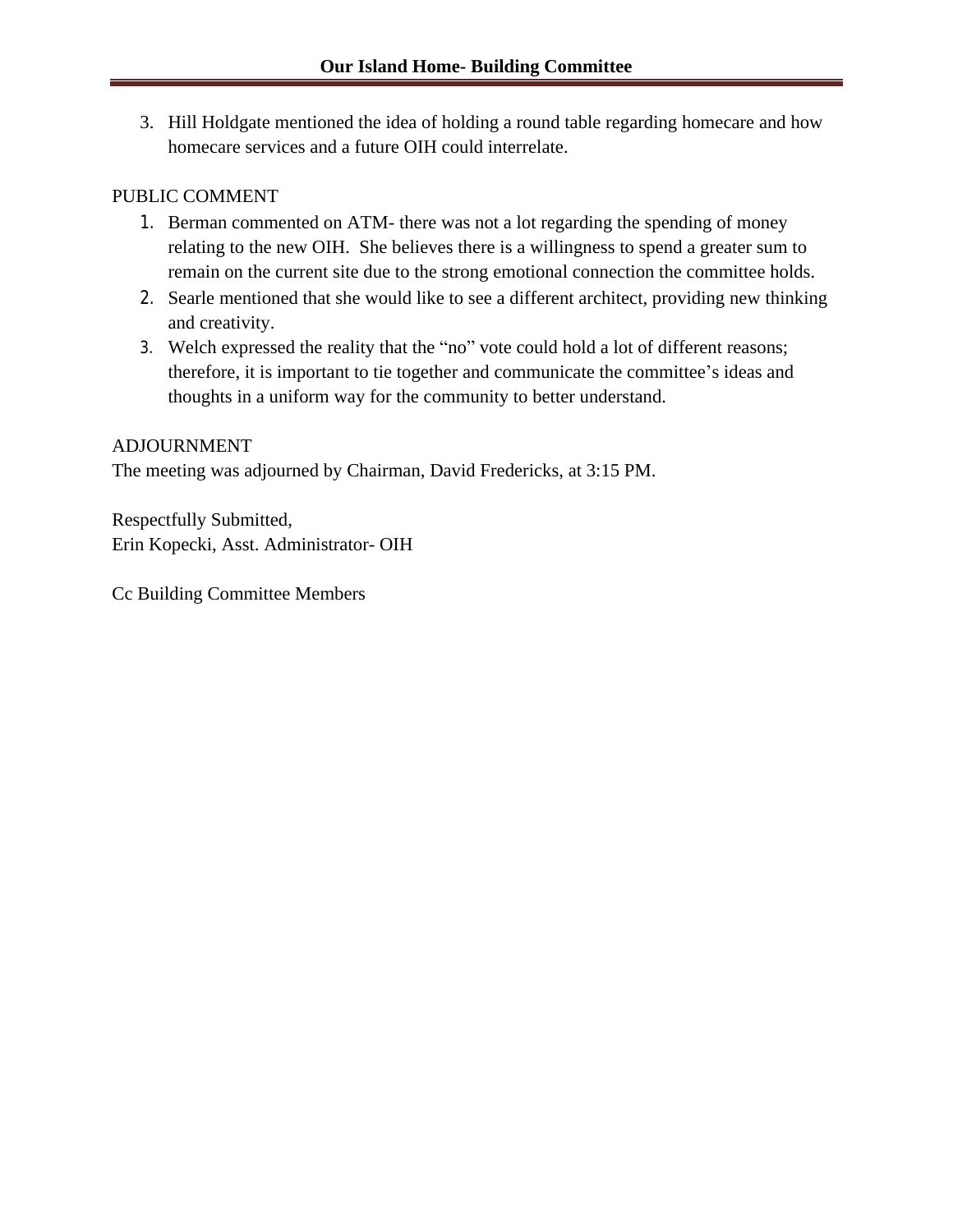3. Hill Holdgate mentioned the idea of holding a round table regarding homecare and how homecare services and a future OIH could interrelate.

PUBLIC COMMENT

1. Berman commented on ATM- there was not a lot regarding the spending of money relating to the new OIH. She believes there is a willingness to spend a greater sum to remain on the current site due to the strong emotional connection the committee holds.
2. Searle mentioned that she would like to see a different architect, providing new thinking and creativity.
3. Welch expressed the reality that the "no" vote could hold a lot of different reasons; therefore, it is important to tie together and communicate the committee's ideas and thoughts in a uniform way for the community to better understand.

ADJOURNMENT

The meeting was adjourned by Chairman, David Fredericks, at 3:15 PM.

Respectfully Submitted,
Erin Kopecki, Asst. Administrator- OIH

Cc Building Committee Members